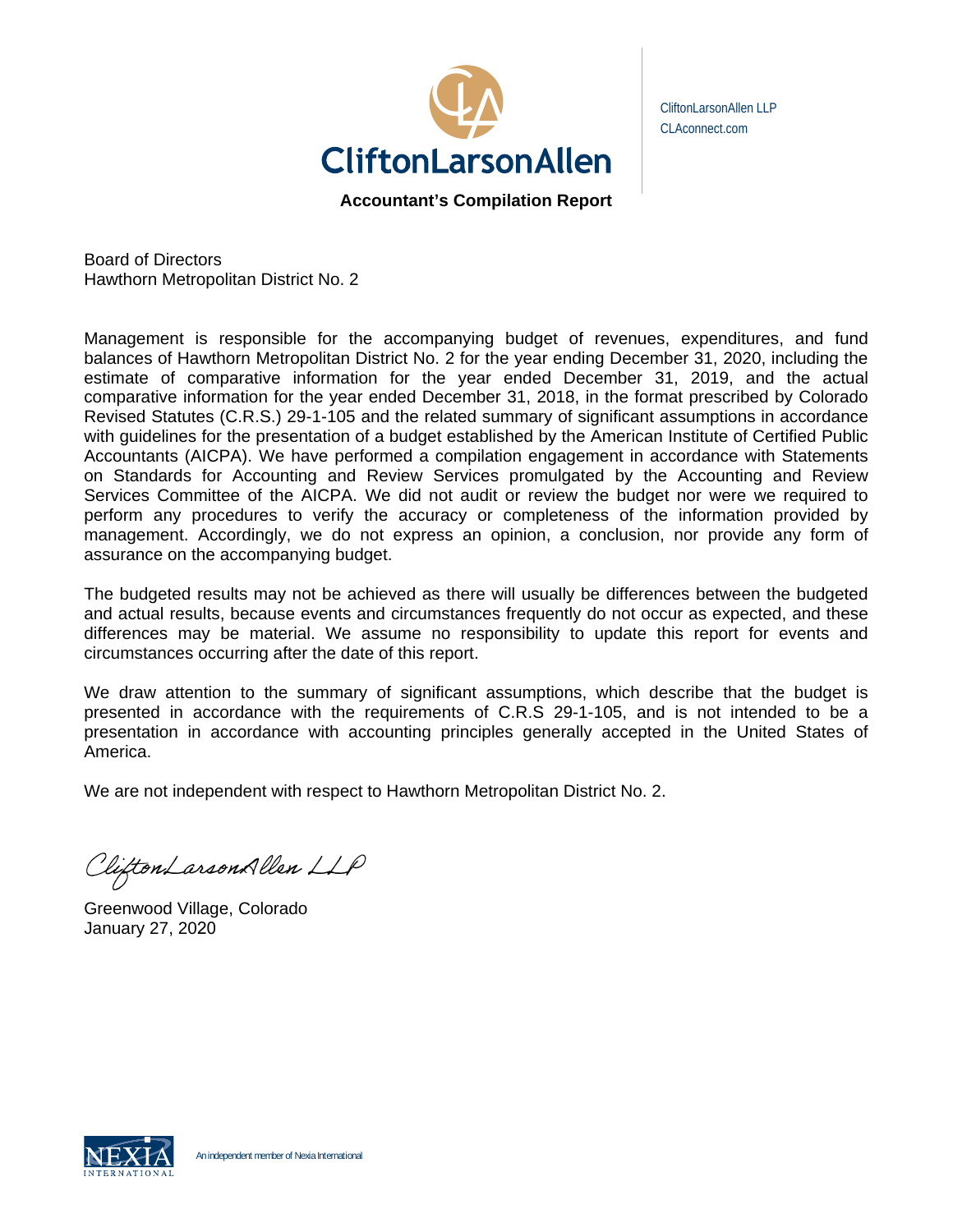CliftonLarsonAllen

CliftonLarsonAllen LLP
CLAconnect.com

## Accountant's Compilation Report

Board of Directors
Hawthorn Metropolitan District No. 2

Management is responsible for the accompanying budget of revenues, expenditures, and fund balances of Hawthorn Metropolitan District No. 2 for the year ending December 31, 2020, including the estimate of comparative information for the year ended December 31, 2019, and the actual comparative information for the year ended December 31, 2018, in the format prescribed by Colorado Revised Statutes (C.R.S.) 29-1-105 and the related summary of significant assumptions in accordance with guidelines for the presentation of a budget established by the American Institute of Certified Public Accountants (AICPA). We have performed a compilation engagement in accordance with Statements on Standards for Accounting and Review Services promulgated by the Accounting and Review Services Committee of the AICPA. We did not audit or review the budget nor were we required to perform any procedures to verify the accuracy or completeness of the information provided by management. Accordingly, we do not express an opinion, a conclusion, nor provide any form of assurance on the accompanying budget.

The budgeted results may not be achieved as there will usually be differences between the budgeted and actual results, because events and circumstances frequently do not occur as expected, and these differences may be material. We assume no responsibility to update this report for events and circumstances occurring after the date of this report.

We draw attention to the summary of significant assumptions, which describe that the budget is presented in accordance with the requirements of C.R.S 29-1-105, and is not intended to be a presentation in accordance with accounting principles generally accepted in the United States of America.

We are not independent with respect to Hawthorn Metropolitan District No. 2.

*CliftonLarsonAllen LLP*

Greenwood Village, Colorado
January 27, 2020

NEXIA INTERNATIONAL — An independent member of Nexia International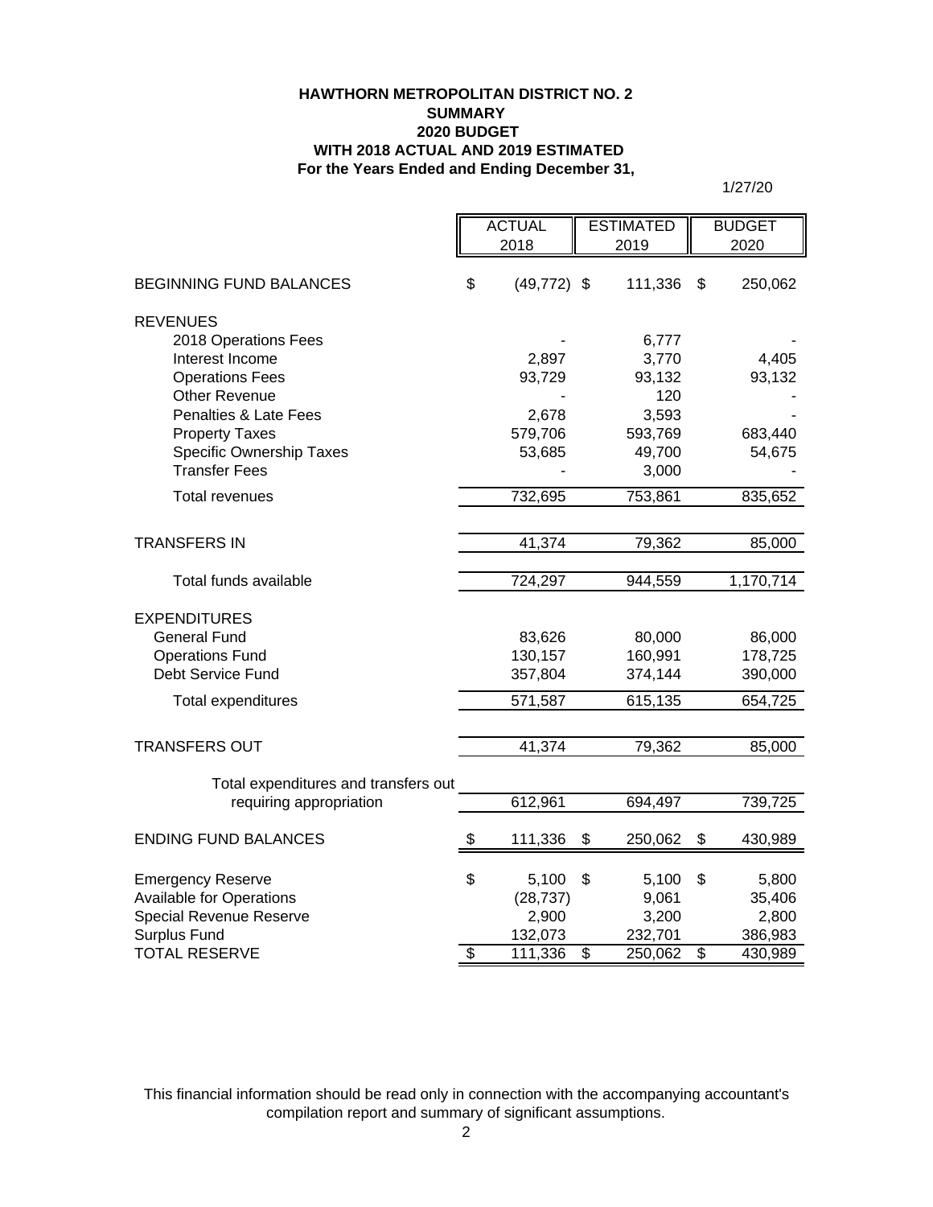**HAWTHORN METROPOLITAN DISTRICT NO. 2**
**SUMMARY**
**2020 BUDGET**
**WITH 2018 ACTUAL AND 2019 ESTIMATED**
**For the Years Ended and Ending December 31,**

1/27/20

| | ACTUAL 2018 | ESTIMATED 2019 | BUDGET 2020 |
|---|---|---|---|
| BEGINNING FUND BALANCES | $ (49,772) | $ 111,336 | $ 250,062 |
| REVENUES | | | |
| 2018 Operations Fees | - | 6,777 | - |
| Interest Income | 2,897 | 3,770 | 4,405 |
| Operations Fees | 93,729 | 93,132 | 93,132 |
| Other Revenue | - | 120 | - |
| Penalties & Late Fees | 2,678 | 3,593 | - |
| Property Taxes | 579,706 | 593,769 | 683,440 |
| Specific Ownership Taxes | 53,685 | 49,700 | 54,675 |
| Transfer Fees | - | 3,000 | - |
| Total revenues | 732,695 | 753,861 | 835,652 |
| TRANSFERS IN | 41,374 | 79,362 | 85,000 |
| Total funds available | 724,297 | 944,559 | 1,170,714 |
| EXPENDITURES | | | |
| General Fund | 83,626 | 80,000 | 86,000 |
| Operations Fund | 130,157 | 160,991 | 178,725 |
| Debt Service Fund | 357,804 | 374,144 | 390,000 |
| Total expenditures | 571,587 | 615,135 | 654,725 |
| TRANSFERS OUT | 41,374 | 79,362 | 85,000 |
| Total expenditures and transfers out requiring appropriation | 612,961 | 694,497 | 739,725 |
| ENDING FUND BALANCES | $ 111,336 | $ 250,062 | $ 430,989 |
| Emergency Reserve | $ 5,100 | $ 5,100 | $ 5,800 |
| Available for Operations | (28,737) | 9,061 | 35,406 |
| Special Revenue Reserve | 2,900 | 3,200 | 2,800 |
| Surplus Fund | 132,073 | 232,701 | 386,983 |
| TOTAL RESERVE | $ 111,336 | $ 250,062 | $ 430,989 |

This financial information should be read only in connection with the accompanying accountant's compilation report and summary of significant assumptions.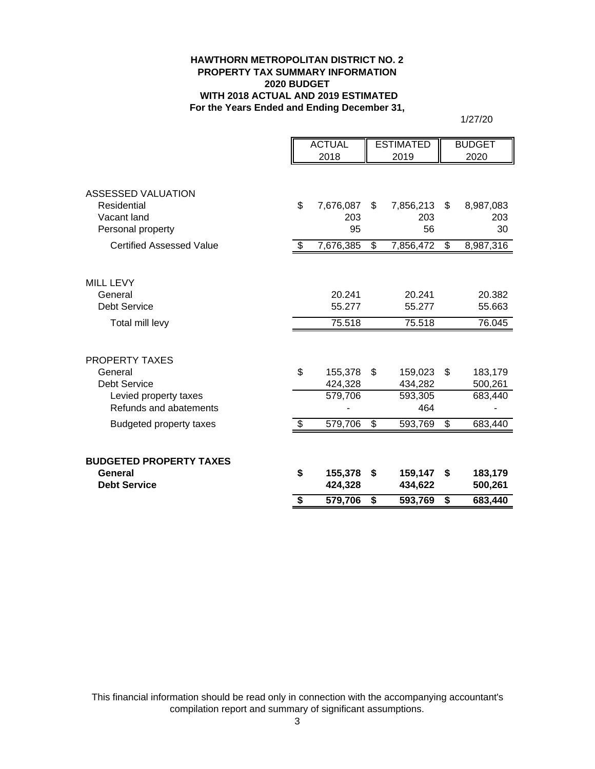**HAWTHORN METROPOLITAN DISTRICT NO. 2**
**PROPERTY TAX SUMMARY INFORMATION**
**2020 BUDGET**
**WITH 2018 ACTUAL AND 2019 ESTIMATED**
**For the Years Ended and Ending December 31,**

1/27/20

| | ACTUAL 2018 | ESTIMATED 2019 | BUDGET 2020 |
|---|---|---|---|
| ASSESSED VALUATION | | | |
| Residential | $ 7,676,087 | $ 7,856,213 | $ 8,987,083 |
| Vacant land | 203 | 203 | 203 |
| Personal property | 95 | 56 | 30 |
| Certified Assessed Value | $ 7,676,385 | $ 7,856,472 | $ 8,987,316 |
| | | | |
| MILL LEVY | | | |
| General | 20.241 | 20.241 | 20.382 |
| Debt Service | 55.277 | 55.277 | 55.663 |
| Total mill levy | 75.518 | 75.518 | 76.045 |
| | | | |
| PROPERTY TAXES | | | |
| General | $ 155,378 | $ 159,023 | $ 183,179 |
| Debt Service | 424,328 | 434,282 | 500,261 |
| Levied property taxes | 579,706 | 593,305 | 683,440 |
| Refunds and abatements | - | 464 | - |
| Budgeted property taxes | $ 579,706 | $ 593,769 | $ 683,440 |
| | | | |
| **BUDGETED PROPERTY TAXES** | | | |
| **General** | **$ 155,378** | **$ 159,147** | **$ 183,179** |
| **Debt Service** | **424,328** | **434,622** | **500,261** |
| | **$ 579,706** | **$ 593,769** | **$ 683,440** |

This financial information should be read only in connection with the accompanying accountant's compilation report and summary of significant assumptions.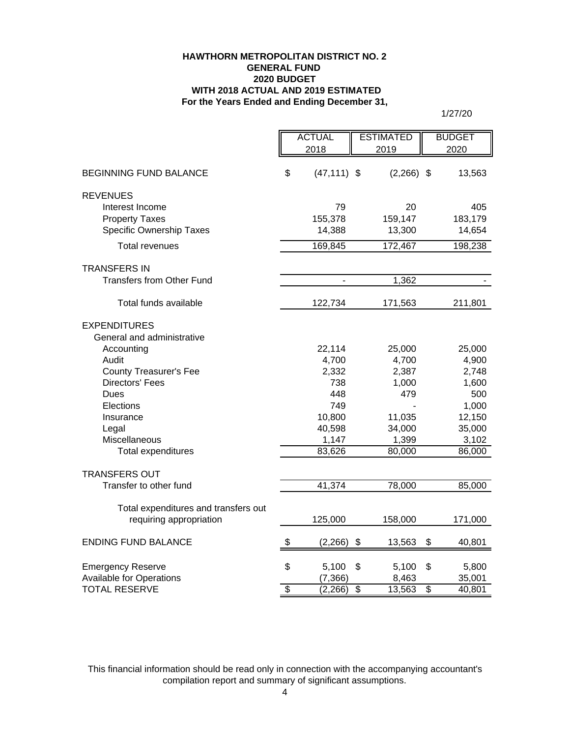**HAWTHORN METROPOLITAN DISTRICT NO. 2**
**GENERAL FUND**
**2020 BUDGET**
**WITH 2018 ACTUAL AND 2019 ESTIMATED**
**For the Years Ended and Ending December 31,**

1/27/20

| | ACTUAL 2018 | ESTIMATED 2019 | BUDGET 2020 |
|---|---|---|---|
| BEGINNING FUND BALANCE | $ (47,111) | $ (2,266) | $ 13,563 |
| **REVENUES** | | | |
| Interest Income | 79 | 20 | 405 |
| Property Taxes | 155,378 | 159,147 | 183,179 |
| Specific Ownership Taxes | 14,388 | 13,300 | 14,654 |
| Total revenues | 169,845 | 172,467 | 198,238 |
| **TRANSFERS IN** | | | |
| Transfers from Other Fund | - | 1,362 | - |
| Total funds available | 122,734 | 171,563 | 211,801 |
| **EXPENDITURES** | | | |
| General and administrative | | | |
| Accounting | 22,114 | 25,000 | 25,000 |
| Audit | 4,700 | 4,700 | 4,900 |
| County Treasurer's Fee | 2,332 | 2,387 | 2,748 |
| Directors' Fees | 738 | 1,000 | 1,600 |
| Dues | 448 | 479 | 500 |
| Elections | 749 | - | 1,000 |
| Insurance | 10,800 | 11,035 | 12,150 |
| Legal | 40,598 | 34,000 | 35,000 |
| Miscellaneous | 1,147 | 1,399 | 3,102 |
| Total expenditures | 83,626 | 80,000 | 86,000 |
| **TRANSFERS OUT** | | | |
| Transfer to other fund | 41,374 | 78,000 | 85,000 |
| Total expenditures and transfers out requiring appropriation | 125,000 | 158,000 | 171,000 |
| ENDING FUND BALANCE | $ (2,266) | $ 13,563 | $ 40,801 |
| Emergency Reserve | $ 5,100 | $ 5,100 | $ 5,800 |
| Available for Operations | (7,366) | 8,463 | 35,001 |
| TOTAL RESERVE | $ (2,266) | $ 13,563 | $ 40,801 |

This financial information should be read only in connection with the accompanying accountant's compilation report and summary of significant assumptions.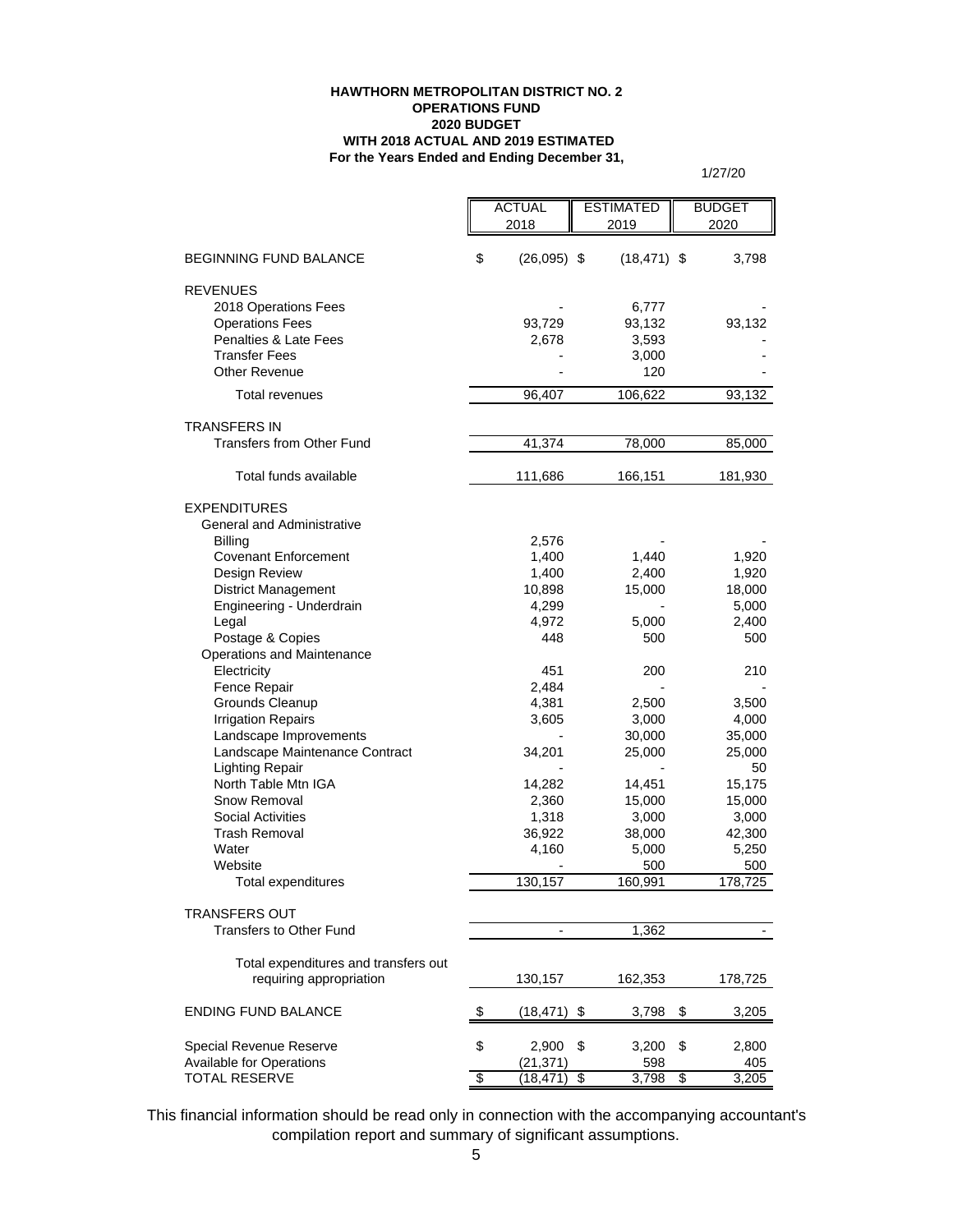# HAWTHORN METROPOLITAN DISTRICT NO. 2
## OPERATIONS FUND
## 2020 BUDGET
## WITH 2018 ACTUAL AND 2019 ESTIMATED
## For the Years Ended and Ending December 31,

1/27/20

| | ACTUAL 2018 | ESTIMATED 2019 | BUDGET 2020 |
|---|---|---|---|
| BEGINNING FUND BALANCE | $ (26,095) | $ (18,471) | $ 3,798 |
| **REVENUES** | | | |
| 2018 Operations Fees | - | 6,777 | - |
| Operations Fees | 93,729 | 93,132 | 93,132 |
| Penalties & Late Fees | 2,678 | 3,593 | - |
| Transfer Fees | - | 3,000 | - |
| Other Revenue | - | 120 | - |
| Total revenues | 96,407 | 106,622 | 93,132 |
| **TRANSFERS IN** | | | |
| Transfers from Other Fund | 41,374 | 78,000 | 85,000 |
| Total funds available | 111,686 | 166,151 | 181,930 |
| **EXPENDITURES** | | | |
| General and Administrative | | | |
| Billing | 2,576 | - | - |
| Covenant Enforcement | 1,400 | 1,440 | 1,920 |
| Design Review | 1,400 | 2,400 | 1,920 |
| District Management | 10,898 | 15,000 | 18,000 |
| Engineering - Underdrain | 4,299 | - | 5,000 |
| Legal | 4,972 | 5,000 | 2,400 |
| Postage & Copies | 448 | 500 | 500 |
| Operations and Maintenance | | | |
| Electricity | 451 | 200 | 210 |
| Fence Repair | 2,484 | - | - |
| Grounds Cleanup | 4,381 | 2,500 | 3,500 |
| Irrigation Repairs | 3,605 | 3,000 | 4,000 |
| Landscape Improvements | - | 30,000 | 35,000 |
| Landscape Maintenance Contract | 34,201 | 25,000 | 25,000 |
| Lighting Repair | - | - | 50 |
| North Table Mtn IGA | 14,282 | 14,451 | 15,175 |
| Snow Removal | 2,360 | 15,000 | 15,000 |
| Social Activities | 1,318 | 3,000 | 3,000 |
| Trash Removal | 36,922 | 38,000 | 42,300 |
| Water | 4,160 | 5,000 | 5,250 |
| Website | - | 500 | 500 |
| Total expenditures | 130,157 | 160,991 | 178,725 |
| **TRANSFERS OUT** | | | |
| Transfers to Other Fund | - | 1,362 | - |
| Total expenditures and transfers out requiring appropriation | 130,157 | 162,353 | 178,725 |
| ENDING FUND BALANCE | $ (18,471) | $ 3,798 | $ 3,205 |
| Special Revenue Reserve | $ 2,900 | $ 3,200 | $ 2,800 |
| Available for Operations | (21,371) | 598 | 405 |
| TOTAL RESERVE | $ (18,471) | $ 3,798 | $ 3,205 |

This financial information should be read only in connection with the accompanying accountant's compilation report and summary of significant assumptions.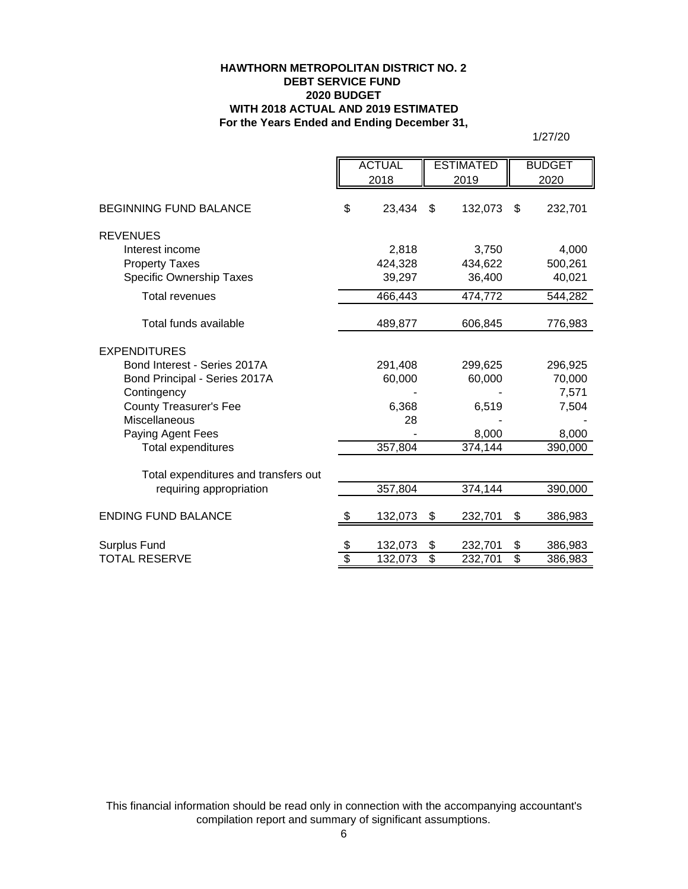**HAWTHORN METROPOLITAN DISTRICT NO. 2**
**DEBT SERVICE FUND**
**2020 BUDGET**
**WITH 2018 ACTUAL AND 2019 ESTIMATED**
**For the Years Ended and Ending December 31,**

1/27/20

| | ACTUAL 2018 | ESTIMATED 2019 | BUDGET 2020 |
|---|---|---|---|
| BEGINNING FUND BALANCE | $ 23,434 | $ 132,073 | $ 232,701 |
| REVENUES | | | |
| Interest income | 2,818 | 3,750 | 4,000 |
| Property Taxes | 424,328 | 434,622 | 500,261 |
| Specific Ownership Taxes | 39,297 | 36,400 | 40,021 |
| Total revenues | 466,443 | 474,772 | 544,282 |
| Total funds available | 489,877 | 606,845 | 776,983 |
| EXPENDITURES | | | |
| Bond Interest - Series 2017A | 291,408 | 299,625 | 296,925 |
| Bond Principal - Series 2017A | 60,000 | 60,000 | 70,000 |
| Contingency | - | - | 7,571 |
| County Treasurer's Fee | 6,368 | 6,519 | 7,504 |
| Miscellaneous | 28 | - | - |
| Paying Agent Fees | - | 8,000 | 8,000 |
| Total expenditures | 357,804 | 374,144 | 390,000 |
| Total expenditures and transfers out requiring appropriation | 357,804 | 374,144 | 390,000 |
| ENDING FUND BALANCE | $ 132,073 | $ 232,701 | $ 386,983 |
| Surplus Fund | $ 132,073 | $ 232,701 | $ 386,983 |
| TOTAL RESERVE | $ 132,073 | $ 232,701 | $ 386,983 |

This financial information should be read only in connection with the accompanying accountant's compilation report and summary of significant assumptions.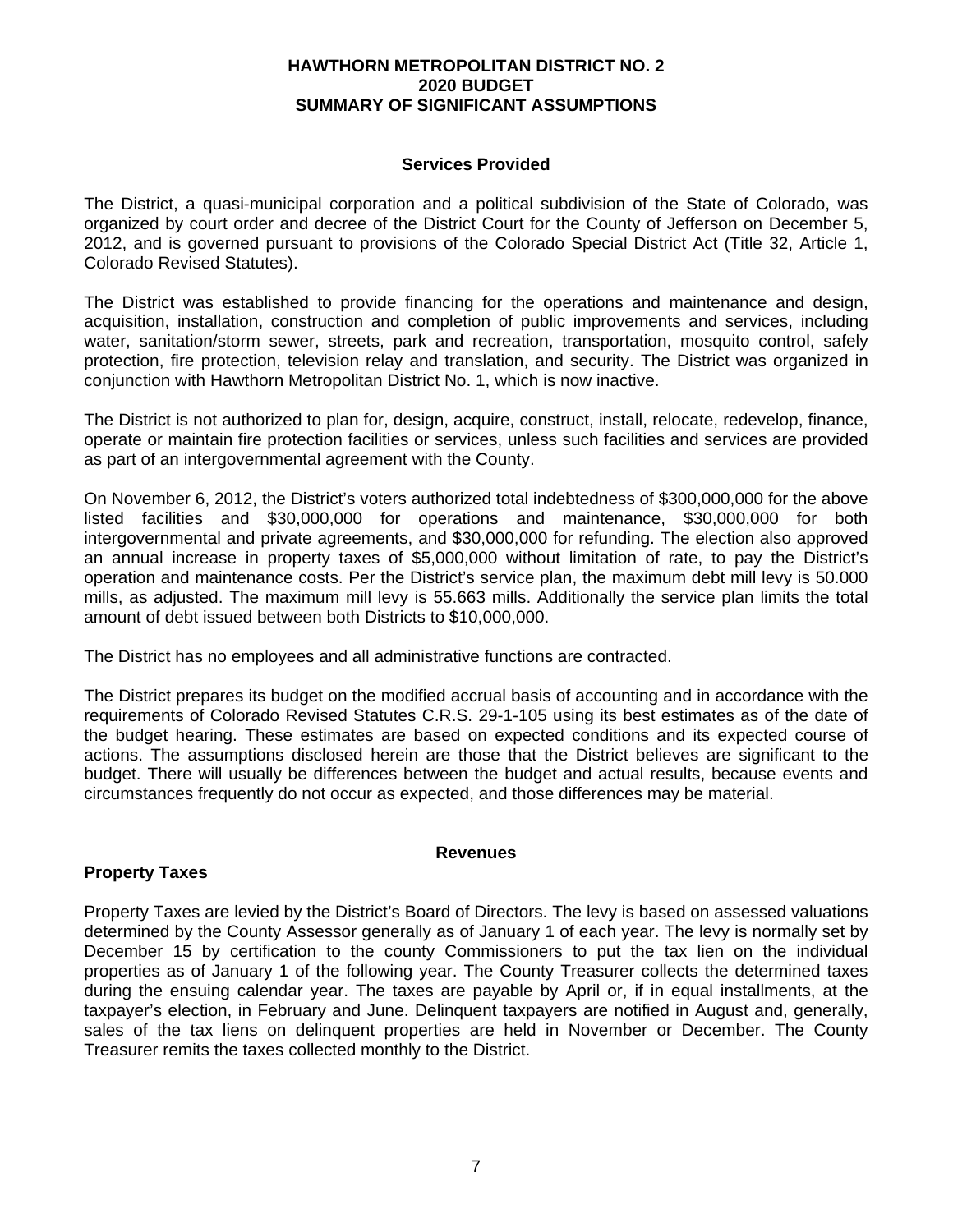# HAWTHORN METROPOLITAN DISTRICT NO. 2
# 2020 BUDGET
# SUMMARY OF SIGNIFICANT ASSUMPTIONS

## Services Provided

The District, a quasi-municipal corporation and a political subdivision of the State of Colorado, was organized by court order and decree of the District Court for the County of Jefferson on December 5, 2012, and is governed pursuant to provisions of the Colorado Special District Act (Title 32, Article 1, Colorado Revised Statutes).

The District was established to provide financing for the operations and maintenance and design, acquisition, installation, construction and completion of public improvements and services, including water, sanitation/storm sewer, streets, park and recreation, transportation, mosquito control, safely protection, fire protection, television relay and translation, and security. The District was organized in conjunction with Hawthorn Metropolitan District No. 1, which is now inactive.

The District is not authorized to plan for, design, acquire, construct, install, relocate, redevelop, finance, operate or maintain fire protection facilities or services, unless such facilities and services are provided as part of an intergovernmental agreement with the County.

On November 6, 2012, the District's voters authorized total indebtedness of $300,000,000 for the above listed facilities and $30,000,000 for operations and maintenance, $30,000,000 for both intergovernmental and private agreements, and $30,000,000 for refunding. The election also approved an annual increase in property taxes of $5,000,000 without limitation of rate, to pay the District's operation and maintenance costs. Per the District's service plan, the maximum debt mill levy is 50.000 mills, as adjusted. The maximum mill levy is 55.663 mills. Additionally the service plan limits the total amount of debt issued between both Districts to $10,000,000.

The District has no employees and all administrative functions are contracted.

The District prepares its budget on the modified accrual basis of accounting and in accordance with the requirements of Colorado Revised Statutes C.R.S. 29-1-105 using its best estimates as of the date of the budget hearing. These estimates are based on expected conditions and its expected course of actions. The assumptions disclosed herein are those that the District believes are significant to the budget. There will usually be differences between the budget and actual results, because events and circumstances frequently do not occur as expected, and those differences may be material.

## Revenues

### Property Taxes

Property Taxes are levied by the District's Board of Directors. The levy is based on assessed valuations determined by the County Assessor generally as of January 1 of each year. The levy is normally set by December 15 by certification to the county Commissioners to put the tax lien on the individual properties as of January 1 of the following year. The County Treasurer collects the determined taxes during the ensuing calendar year. The taxes are payable by April or, if in equal installments, at the taxpayer's election, in February and June. Delinquent taxpayers are notified in August and, generally, sales of the tax liens on delinquent properties are held in November or December. The County Treasurer remits the taxes collected monthly to the District.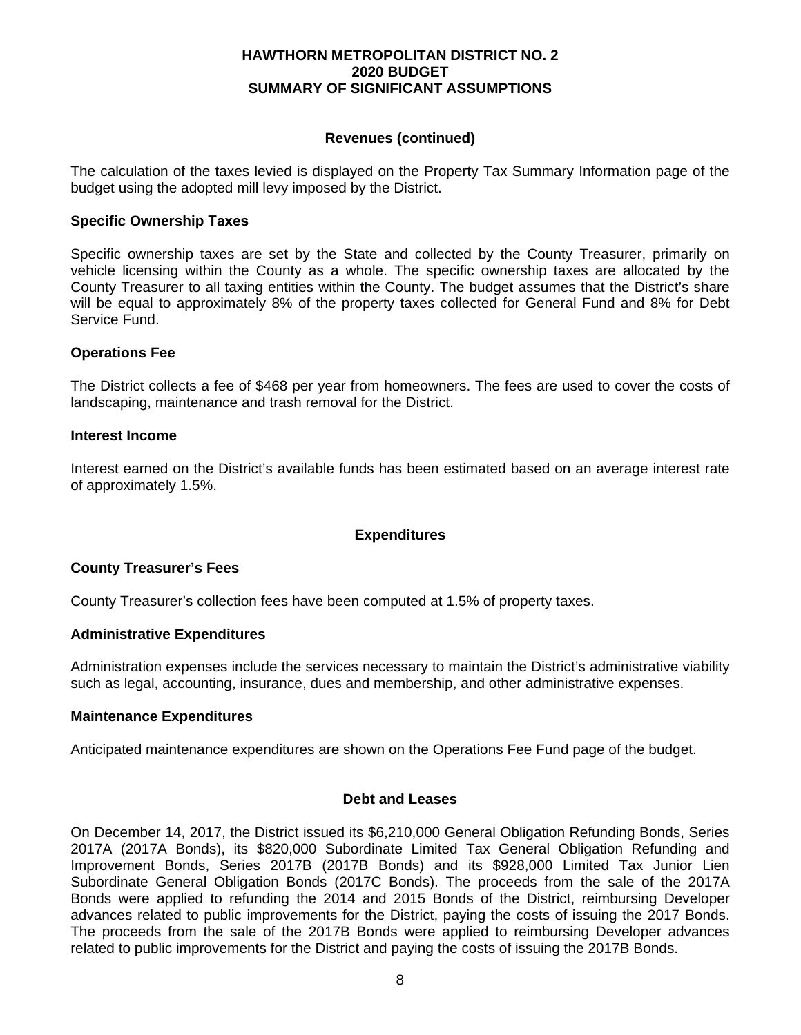# HAWTHORN METROPOLITAN DISTRICT NO. 2
# 2020 BUDGET
# SUMMARY OF SIGNIFICANT ASSUMPTIONS

## Revenues (continued)

The calculation of the taxes levied is displayed on the Property Tax Summary Information page of the budget using the adopted mill levy imposed by the District.

### Specific Ownership Taxes

Specific ownership taxes are set by the State and collected by the County Treasurer, primarily on vehicle licensing within the County as a whole. The specific ownership taxes are allocated by the County Treasurer to all taxing entities within the County. The budget assumes that the District's share will be equal to approximately 8% of the property taxes collected for General Fund and 8% for Debt Service Fund.

### Operations Fee

The District collects a fee of $468 per year from homeowners. The fees are used to cover the costs of landscaping, maintenance and trash removal for the District.

### Interest Income

Interest earned on the District's available funds has been estimated based on an average interest rate of approximately 1.5%.

## Expenditures

### County Treasurer's Fees

County Treasurer's collection fees have been computed at 1.5% of property taxes.

### Administrative Expenditures

Administration expenses include the services necessary to maintain the District's administrative viability such as legal, accounting, insurance, dues and membership, and other administrative expenses.

### Maintenance Expenditures

Anticipated maintenance expenditures are shown on the Operations Fee Fund page of the budget.

## Debt and Leases

On December 14, 2017, the District issued its $6,210,000 General Obligation Refunding Bonds, Series 2017A (2017A Bonds), its $820,000 Subordinate Limited Tax General Obligation Refunding and Improvement Bonds, Series 2017B (2017B Bonds) and its $928,000 Limited Tax Junior Lien Subordinate General Obligation Bonds (2017C Bonds). The proceeds from the sale of the 2017A Bonds were applied to refunding the 2014 and 2015 Bonds of the District, reimbursing Developer advances related to public improvements for the District, paying the costs of issuing the 2017 Bonds. The proceeds from the sale of the 2017B Bonds were applied to reimbursing Developer advances related to public improvements for the District and paying the costs of issuing the 2017B Bonds.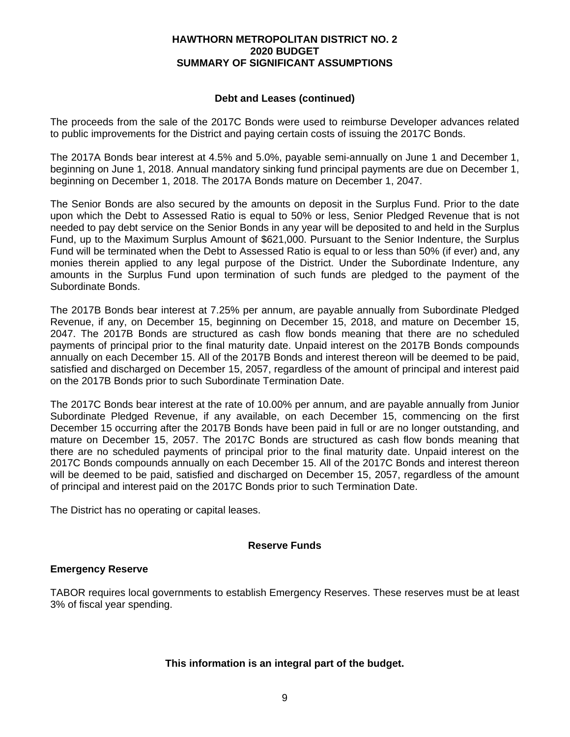## Debt and Leases (continued)

The proceeds from the sale of the 2017C Bonds were used to reimburse Developer advances related to public improvements for the District and paying certain costs of issuing the 2017C Bonds.

The 2017A Bonds bear interest at 4.5% and 5.0%, payable semi-annually on June 1 and December 1, beginning on June 1, 2018. Annual mandatory sinking fund principal payments are due on December 1, beginning on December 1, 2018. The 2017A Bonds mature on December 1, 2047.

The Senior Bonds are also secured by the amounts on deposit in the Surplus Fund. Prior to the date upon which the Debt to Assessed Ratio is equal to 50% or less, Senior Pledged Revenue that is not needed to pay debt service on the Senior Bonds in any year will be deposited to and held in the Surplus Fund, up to the Maximum Surplus Amount of $621,000. Pursuant to the Senior Indenture, the Surplus Fund will be terminated when the Debt to Assessed Ratio is equal to or less than 50% (if ever) and, any monies therein applied to any legal purpose of the District. Under the Subordinate Indenture, any amounts in the Surplus Fund upon termination of such funds are pledged to the payment of the Subordinate Bonds.

The 2017B Bonds bear interest at 7.25% per annum, are payable annually from Subordinate Pledged Revenue, if any, on December 15, beginning on December 15, 2018, and mature on December 15, 2047. The 2017B Bonds are structured as cash flow bonds meaning that there are no scheduled payments of principal prior to the final maturity date. Unpaid interest on the 2017B Bonds compounds annually on each December 15. All of the 2017B Bonds and interest thereon will be deemed to be paid, satisfied and discharged on December 15, 2057, regardless of the amount of principal and interest paid on the 2017B Bonds prior to such Subordinate Termination Date.

The 2017C Bonds bear interest at the rate of 10.00% per annum, and are payable annually from Junior Subordinate Pledged Revenue, if any available, on each December 15, commencing on the first December 15 occurring after the 2017B Bonds have been paid in full or are no longer outstanding, and mature on December 15, 2057. The 2017C Bonds are structured as cash flow bonds meaning that there are no scheduled payments of principal prior to the final maturity date. Unpaid interest on the 2017C Bonds compounds annually on each December 15. All of the 2017C Bonds and interest thereon will be deemed to be paid, satisfied and discharged on December 15, 2057, regardless of the amount of principal and interest paid on the 2017C Bonds prior to such Termination Date.

The District has no operating or capital leases.

## Reserve Funds

### Emergency Reserve

TABOR requires local governments to establish Emergency Reserves. These reserves must be at least 3% of fiscal year spending.

**This information is an integral part of the budget.**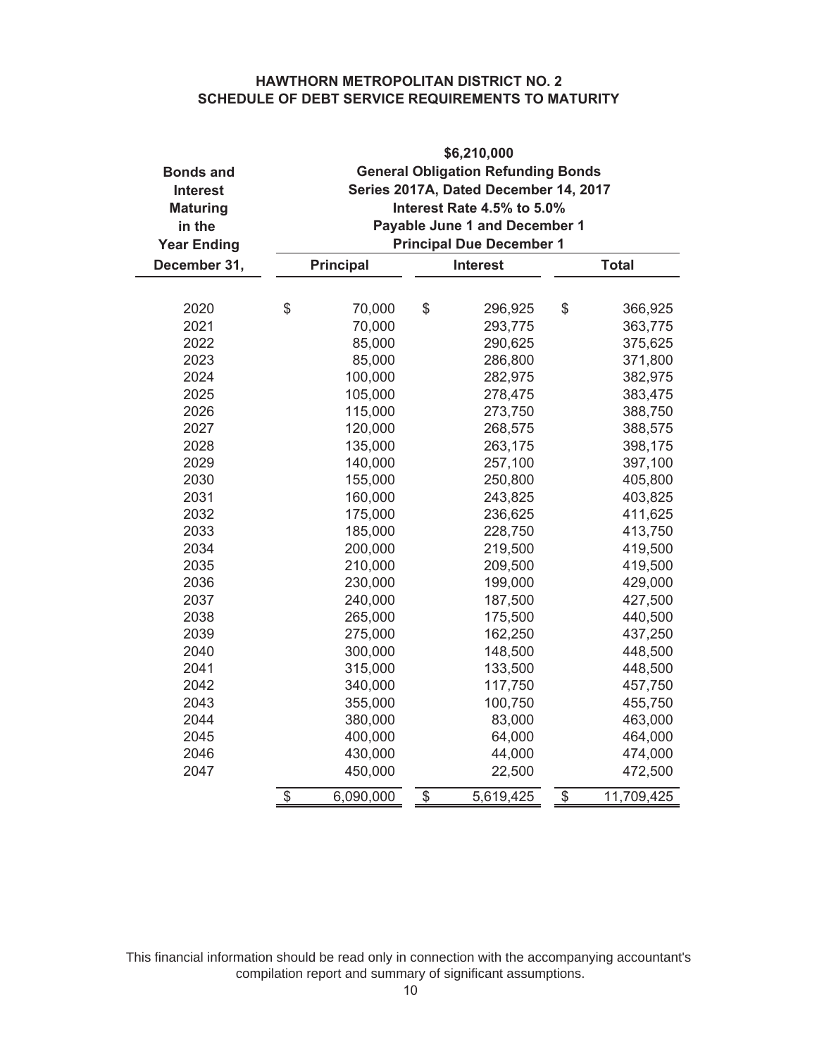## HAWTHORN METROPOLITAN DISTRICT NO. 2
## SCHEDULE OF DEBT SERVICE REQUIREMENTS TO MATURITY

| Bonds and Interest Maturing in the Year Ending December 31, | \$6,210,000 General Obligation Refunding Bonds Series 2017A, Dated December 14, 2017 Interest Rate 4.5% to 5.0% Payable June 1 and December 1 Principal Due December 1 | | |
|---|---|---|---|
| | Principal | Interest | Total |
| 2020 | \$ 70,000 | \$ 296,925 | \$ 366,925 |
| 2021 | 70,000 | 293,775 | 363,775 |
| 2022 | 85,000 | 290,625 | 375,625 |
| 2023 | 85,000 | 286,800 | 371,800 |
| 2024 | 100,000 | 282,975 | 382,975 |
| 2025 | 105,000 | 278,475 | 383,475 |
| 2026 | 115,000 | 273,750 | 388,750 |
| 2027 | 120,000 | 268,575 | 388,575 |
| 2028 | 135,000 | 263,175 | 398,175 |
| 2029 | 140,000 | 257,100 | 397,100 |
| 2030 | 155,000 | 250,800 | 405,800 |
| 2031 | 160,000 | 243,825 | 403,825 |
| 2032 | 175,000 | 236,625 | 411,625 |
| 2033 | 185,000 | 228,750 | 413,750 |
| 2034 | 200,000 | 219,500 | 419,500 |
| 2035 | 210,000 | 209,500 | 419,500 |
| 2036 | 230,000 | 199,000 | 429,000 |
| 2037 | 240,000 | 187,500 | 427,500 |
| 2038 | 265,000 | 175,500 | 440,500 |
| 2039 | 275,000 | 162,250 | 437,250 |
| 2040 | 300,000 | 148,500 | 448,500 |
| 2041 | 315,000 | 133,500 | 448,500 |
| 2042 | 340,000 | 117,750 | 457,750 |
| 2043 | 355,000 | 100,750 | 455,750 |
| 2044 | 380,000 | 83,000 | 463,000 |
| 2045 | 400,000 | 64,000 | 464,000 |
| 2046 | 430,000 | 44,000 | 474,000 |
| 2047 | 450,000 | 22,500 | 472,500 |
| | \$ 6,090,000 | \$ 5,619,425 | \$ 11,709,425 |

This financial information should be read only in connection with the accompanying accountant's compilation report and summary of significant assumptions.